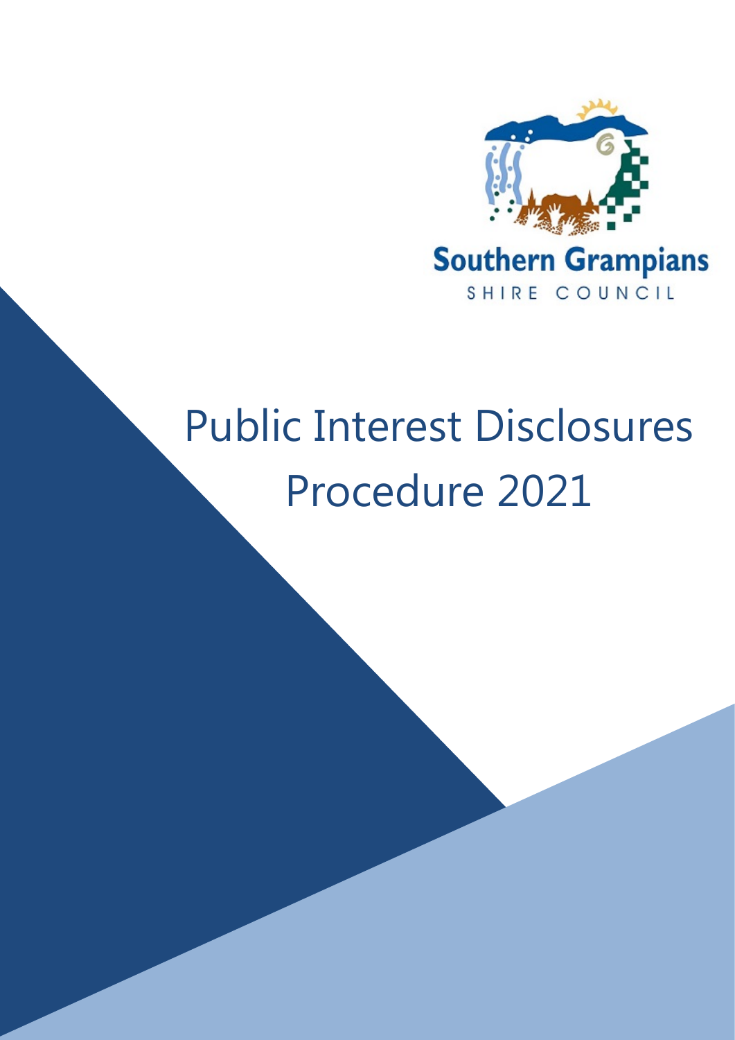Southern Grampians
SHIRE COUNCIL

# Public Interest Disclosures Procedure 2021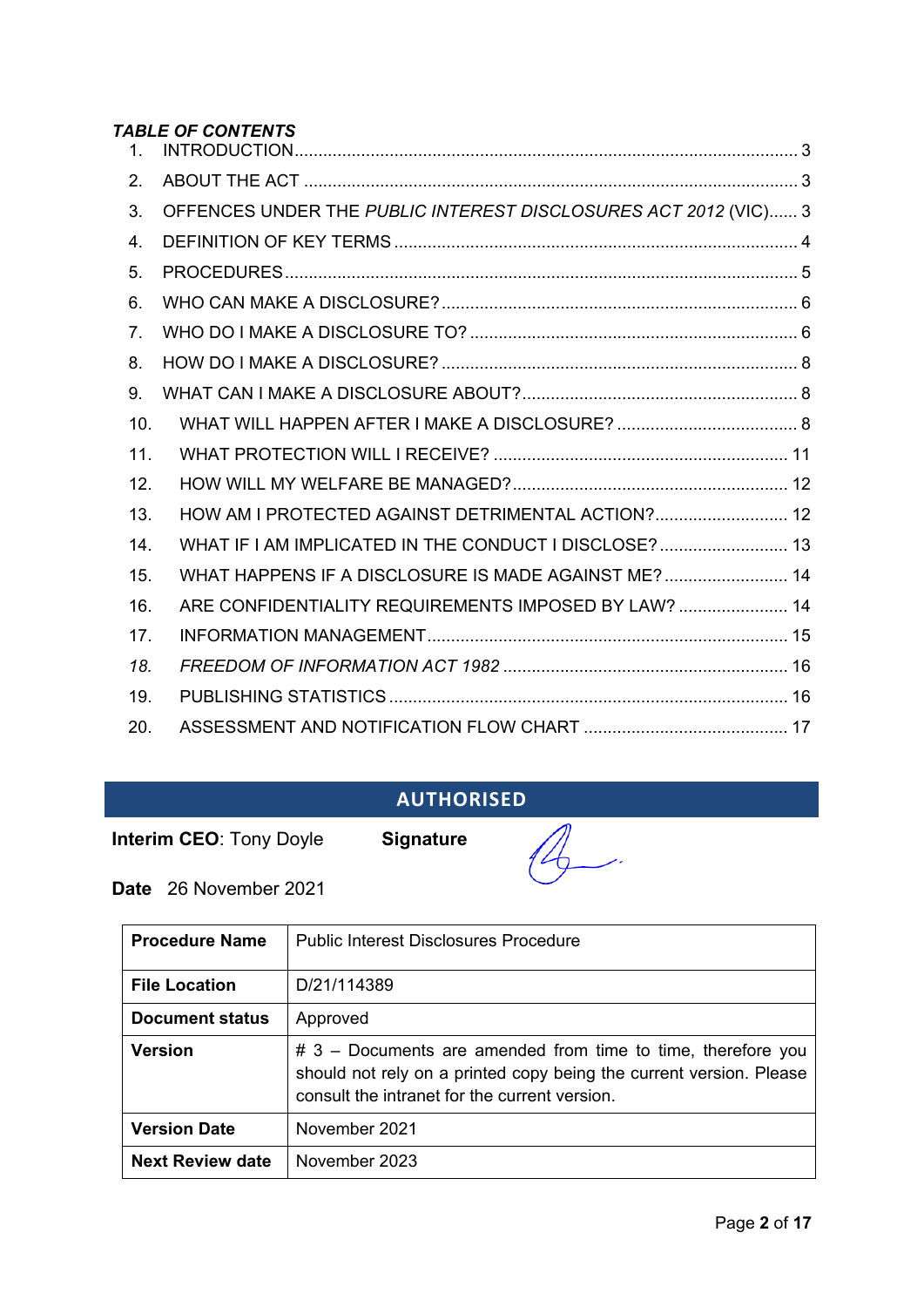***TABLE OF CONTENTS***

1. INTRODUCTION ........................................................................................................ 3
2. ABOUT THE ACT ...................................................................................................... 3
3. OFFENCES UNDER THE *PUBLIC INTEREST DISCLOSURES ACT 2012* (VIC)...... 3
4. DEFINITION OF KEY TERMS .................................................................................... 4
5. PROCEDURES ........................................................................................................... 5
6. WHO CAN MAKE A DISCLOSURE? .......................................................................... 6
7. WHO DO I MAKE A DISCLOSURE TO? .................................................................... 6
8. HOW DO I MAKE A DISCLOSURE? .......................................................................... 8
9. WHAT CAN I MAKE A DISCLOSURE ABOUT? .......................................................... 8
10. WHAT WILL HAPPEN AFTER I MAKE A DISCLOSURE? ...................................... 8
11. WHAT PROTECTION WILL I RECEIVE? ............................................................. 11
12. HOW WILL MY WELFARE BE MANAGED? .......................................................... 12
13. HOW AM I PROTECTED AGAINST DETRIMENTAL ACTION? ............................ 12
14. WHAT IF I AM IMPLICATED IN THE CONDUCT I DISCLOSE? ........................... 13
15. WHAT HAPPENS IF A DISCLOSURE IS MADE AGAINST ME? .......................... 14
16. ARE CONFIDENTIALITY REQUIREMENTS IMPOSED BY LAW? ....................... 14
17. INFORMATION MANAGEMENT ........................................................................... 15
18. *FREEDOM OF INFORMATION ACT 1982* ............................................................ 16
19. PUBLISHING STATISTICS ................................................................................... 16
20. ASSESSMENT AND NOTIFICATION FLOW CHART ........................................... 17

## AUTHORISED

**Interim CEO**: Tony Doyle **Signature**

**Date** 26 November 2021

| **Procedure Name** | Public Interest Disclosures Procedure |
|---|---|
| **File Location** | D/21/114389 |
| **Document status** | Approved |
| **Version** | # 3 – Documents are amended from time to time, therefore you should not rely on a printed copy being the current version. Please consult the intranet for the current version. |
| **Version Date** | November 2021 |
| **Next Review date** | November 2023 |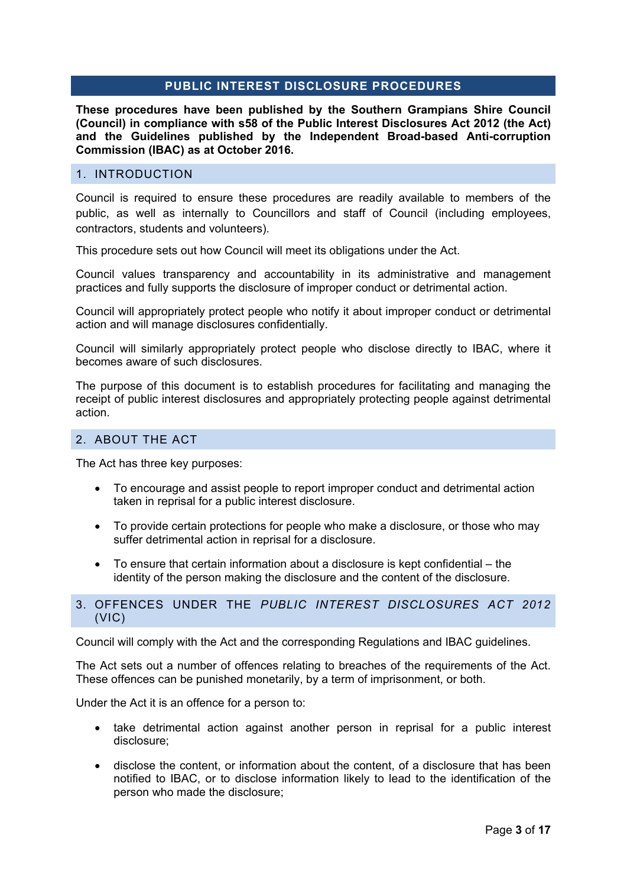# PUBLIC INTEREST DISCLOSURE PROCEDURES

**These procedures have been published by the Southern Grampians Shire Council (Council) in compliance with s58 of the Public Interest Disclosures Act 2012 (the Act) and the Guidelines published by the Independent Broad-based Anti-corruption Commission (IBAC) as at October 2016.**

## 1. INTRODUCTION

Council is required to ensure these procedures are readily available to members of the public, as well as internally to Councillors and staff of Council (including employees, contractors, students and volunteers).

This procedure sets out how Council will meet its obligations under the Act.

Council values transparency and accountability in its administrative and management practices and fully supports the disclosure of improper conduct or detrimental action.

Council will appropriately protect people who notify it about improper conduct or detrimental action and will manage disclosures confidentially.

Council will similarly appropriately protect people who disclose directly to IBAC, where it becomes aware of such disclosures.

The purpose of this document is to establish procedures for facilitating and managing the receipt of public interest disclosures and appropriately protecting people against detrimental action.

## 2. ABOUT THE ACT

The Act has three key purposes:

- To encourage and assist people to report improper conduct and detrimental action taken in reprisal for a public interest disclosure.
- To provide certain protections for people who make a disclosure, or those who may suffer detrimental action in reprisal for a disclosure.
- To ensure that certain information about a disclosure is kept confidential – the identity of the person making the disclosure and the content of the disclosure.

## 3. OFFENCES UNDER THE *PUBLIC INTEREST DISCLOSURES ACT 2012* (VIC)

Council will comply with the Act and the corresponding Regulations and IBAC guidelines.

The Act sets out a number of offences relating to breaches of the requirements of the Act. These offences can be punished monetarily, by a term of imprisonment, or both.

Under the Act it is an offence for a person to:

- take detrimental action against another person in reprisal for a public interest disclosure;
- disclose the content, or information about the content, of a disclosure that has been notified to IBAC, or to disclose information likely to lead to the identification of the person who made the disclosure;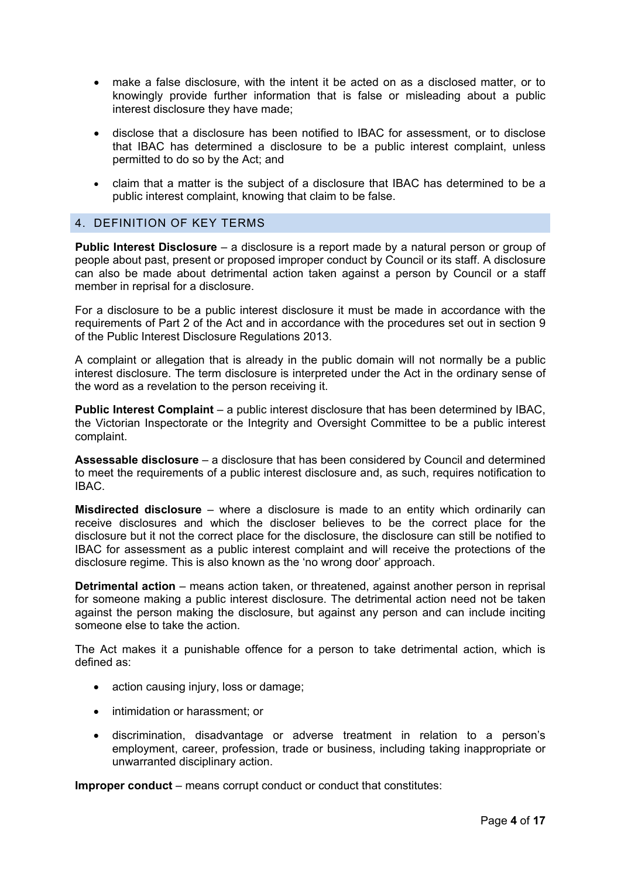- make a false disclosure, with the intent it be acted on as a disclosed matter, or to knowingly provide further information that is false or misleading about a public interest disclosure they have made;
- disclose that a disclosure has been notified to IBAC for assessment, or to disclose that IBAC has determined a disclosure to be a public interest complaint, unless permitted to do so by the Act; and
- claim that a matter is the subject of a disclosure that IBAC has determined to be a public interest complaint, knowing that claim to be false.

## 4. DEFINITION OF KEY TERMS

**Public Interest Disclosure** – a disclosure is a report made by a natural person or group of people about past, present or proposed improper conduct by Council or its staff. A disclosure can also be made about detrimental action taken against a person by Council or a staff member in reprisal for a disclosure.

For a disclosure to be a public interest disclosure it must be made in accordance with the requirements of Part 2 of the Act and in accordance with the procedures set out in section 9 of the Public Interest Disclosure Regulations 2013.

A complaint or allegation that is already in the public domain will not normally be a public interest disclosure. The term disclosure is interpreted under the Act in the ordinary sense of the word as a revelation to the person receiving it.

**Public Interest Complaint** – a public interest disclosure that has been determined by IBAC, the Victorian Inspectorate or the Integrity and Oversight Committee to be a public interest complaint.

**Assessable disclosure** – a disclosure that has been considered by Council and determined to meet the requirements of a public interest disclosure and, as such, requires notification to IBAC.

**Misdirected disclosure** – where a disclosure is made to an entity which ordinarily can receive disclosures and which the discloser believes to be the correct place for the disclosure but it not the correct place for the disclosure, the disclosure can still be notified to IBAC for assessment as a public interest complaint and will receive the protections of the disclosure regime. This is also known as the 'no wrong door' approach.

**Detrimental action** – means action taken, or threatened, against another person in reprisal for someone making a public interest disclosure. The detrimental action need not be taken against the person making the disclosure, but against any person and can include inciting someone else to take the action.

The Act makes it a punishable offence for a person to take detrimental action, which is defined as:

- action causing injury, loss or damage;
- intimidation or harassment; or
- discrimination, disadvantage or adverse treatment in relation to a person's employment, career, profession, trade or business, including taking inappropriate or unwarranted disciplinary action.

**Improper conduct** – means corrupt conduct or conduct that constitutes: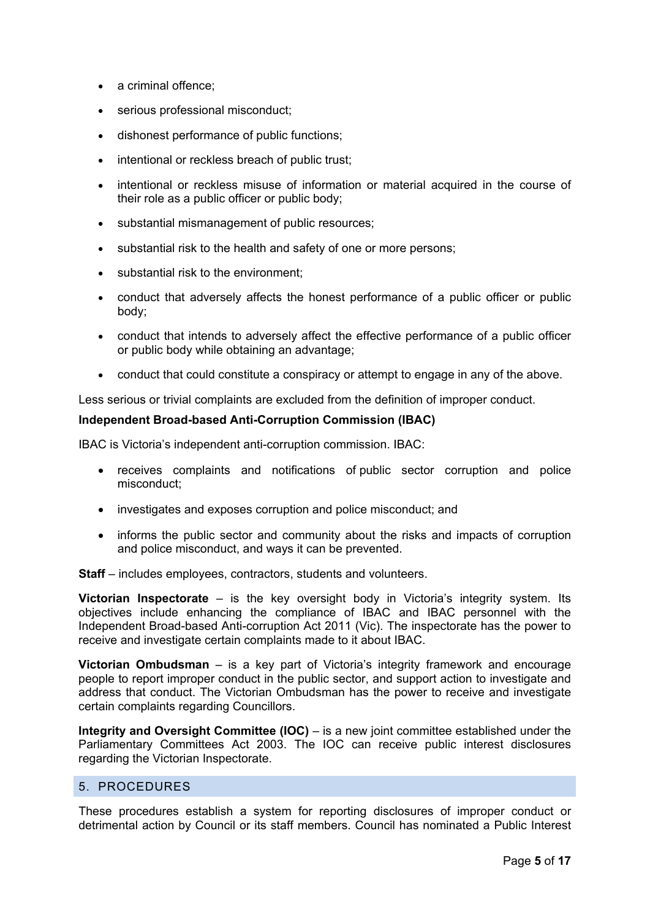- a criminal offence;
- serious professional misconduct;
- dishonest performance of public functions;
- intentional or reckless breach of public trust;
- intentional or reckless misuse of information or material acquired in the course of their role as a public officer or public body;
- substantial mismanagement of public resources;
- substantial risk to the health and safety of one or more persons;
- substantial risk to the environment;
- conduct that adversely affects the honest performance of a public officer or public body;
- conduct that intends to adversely affect the effective performance of a public officer or public body while obtaining an advantage;
- conduct that could constitute a conspiracy or attempt to engage in any of the above.

Less serious or trivial complaints are excluded from the definition of improper conduct.

**Independent Broad-based Anti-Corruption Commission (IBAC)**

IBAC is Victoria's independent anti-corruption commission. IBAC:

- receives complaints and notifications of public sector corruption and police misconduct;
- investigates and exposes corruption and police misconduct; and
- informs the public sector and community about the risks and impacts of corruption and police misconduct, and ways it can be prevented.

**Staff** – includes employees, contractors, students and volunteers.

**Victorian Inspectorate** – is the key oversight body in Victoria's integrity system. Its objectives include enhancing the compliance of IBAC and IBAC personnel with the Independent Broad-based Anti-corruption Act 2011 (Vic). The inspectorate has the power to receive and investigate certain complaints made to it about IBAC.

**Victorian Ombudsman** – is a key part of Victoria's integrity framework and encourage people to report improper conduct in the public sector, and support action to investigate and address that conduct. The Victorian Ombudsman has the power to receive and investigate certain complaints regarding Councillors.

**Integrity and Oversight Committee (IOC)** – is a new joint committee established under the Parliamentary Committees Act 2003. The IOC can receive public interest disclosures regarding the Victorian Inspectorate.

## 5. PROCEDURES

These procedures establish a system for reporting disclosures of improper conduct or detrimental action by Council or its staff members. Council has nominated a Public Interest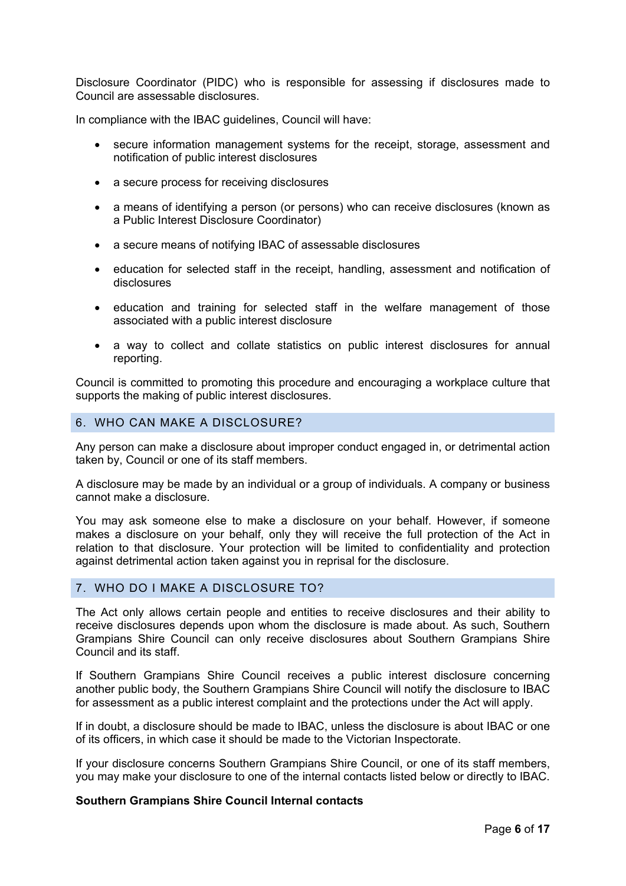Disclosure Coordinator (PIDC) who is responsible for assessing if disclosures made to Council are assessable disclosures.

In compliance with the IBAC guidelines, Council will have:

- secure information management systems for the receipt, storage, assessment and notification of public interest disclosures
- a secure process for receiving disclosures
- a means of identifying a person (or persons) who can receive disclosures (known as a Public Interest Disclosure Coordinator)
- a secure means of notifying IBAC of assessable disclosures
- education for selected staff in the receipt, handling, assessment and notification of disclosures
- education and training for selected staff in the welfare management of those associated with a public interest disclosure
- a way to collect and collate statistics on public interest disclosures for annual reporting.

Council is committed to promoting this procedure and encouraging a workplace culture that supports the making of public interest disclosures.

## 6. WHO CAN MAKE A DISCLOSURE?

Any person can make a disclosure about improper conduct engaged in, or detrimental action taken by, Council or one of its staff members.

A disclosure may be made by an individual or a group of individuals. A company or business cannot make a disclosure.

You may ask someone else to make a disclosure on your behalf. However, if someone makes a disclosure on your behalf, only they will receive the full protection of the Act in relation to that disclosure. Your protection will be limited to confidentiality and protection against detrimental action taken against you in reprisal for the disclosure.

## 7. WHO DO I MAKE A DISCLOSURE TO?

The Act only allows certain people and entities to receive disclosures and their ability to receive disclosures depends upon whom the disclosure is made about. As such, Southern Grampians Shire Council can only receive disclosures about Southern Grampians Shire Council and its staff.

If Southern Grampians Shire Council receives a public interest disclosure concerning another public body, the Southern Grampians Shire Council will notify the disclosure to IBAC for assessment as a public interest complaint and the protections under the Act will apply.

If in doubt, a disclosure should be made to IBAC, unless the disclosure is about IBAC or one of its officers, in which case it should be made to the Victorian Inspectorate.

If your disclosure concerns Southern Grampians Shire Council, or one of its staff members, you may make your disclosure to one of the internal contacts listed below or directly to IBAC.

**Southern Grampians Shire Council Internal contacts**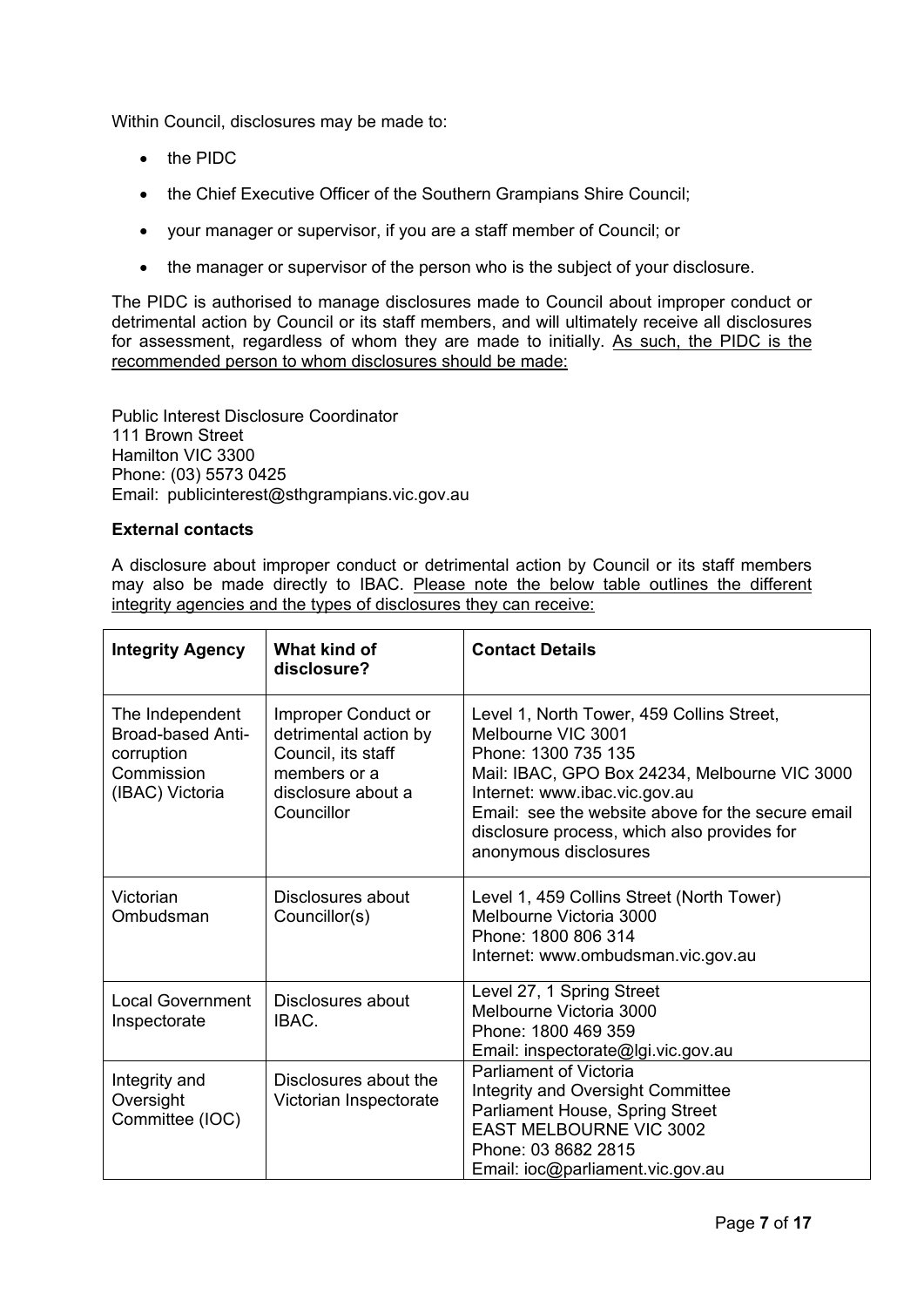Within Council, disclosures may be made to:

- the PIDC
- the Chief Executive Officer of the Southern Grampians Shire Council;
- your manager or supervisor, if you are a staff member of Council; or
- the manager or supervisor of the person who is the subject of your disclosure.

The PIDC is authorised to manage disclosures made to Council about improper conduct or detrimental action by Council or its staff members, and will ultimately receive all disclosures for assessment, regardless of whom they are made to initially. As such, the PIDC is the recommended person to whom disclosures should be made:

Public Interest Disclosure Coordinator
111 Brown Street
Hamilton VIC 3300
Phone: (03) 5573 0425
Email: publicinterest@sthgrampians.vic.gov.au

**External contacts**

A disclosure about improper conduct or detrimental action by Council or its staff members may also be made directly to IBAC. Please note the below table outlines the different integrity agencies and the types of disclosures they can receive:

| Integrity Agency | What kind of disclosure? | Contact Details |
|---|---|---|
| The Independent Broad-based Anti-corruption Commission (IBAC) Victoria | Improper Conduct or detrimental action by Council, its staff members or a disclosure about a Councillor | Level 1, North Tower, 459 Collins Street, Melbourne VIC 3001<br>Phone: 1300 735 135<br>Mail: IBAC, GPO Box 24234, Melbourne VIC 3000<br>Internet: www.ibac.vic.gov.au<br>Email: see the website above for the secure email disclosure process, which also provides for anonymous disclosures |
| Victorian Ombudsman | Disclosures about Councillor(s) | Level 1, 459 Collins Street (North Tower)<br>Melbourne Victoria 3000<br>Phone: 1800 806 314<br>Internet: www.ombudsman.vic.gov.au |
| Local Government Inspectorate | Disclosures about IBAC. | Level 27, 1 Spring Street<br>Melbourne Victoria 3000<br>Phone: 1800 469 359<br>Email: inspectorate@lgi.vic.gov.au |
| Integrity and Oversight Committee (IOC) | Disclosures about the Victorian Inspectorate | Parliament of Victoria<br>Integrity and Oversight Committee<br>Parliament House, Spring Street<br>EAST MELBOURNE VIC 3002<br>Phone: 03 8682 2815<br>Email: ioc@parliament.vic.gov.au |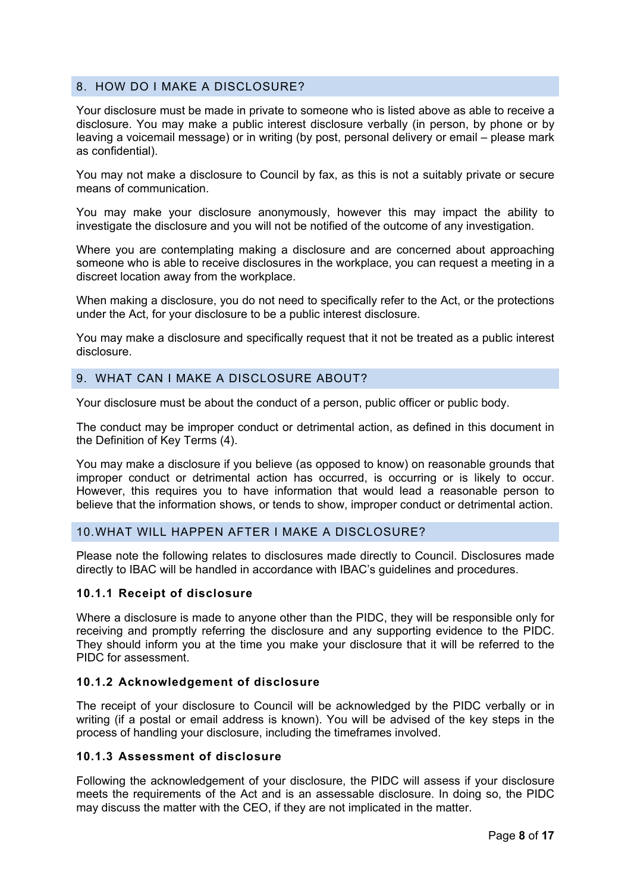## 8. HOW DO I MAKE A DISCLOSURE?

Your disclosure must be made in private to someone who is listed above as able to receive a disclosure. You may make a public interest disclosure verbally (in person, by phone or by leaving a voicemail message) or in writing (by post, personal delivery or email – please mark as confidential).

You may not make a disclosure to Council by fax, as this is not a suitably private or secure means of communication.

You may make your disclosure anonymously, however this may impact the ability to investigate the disclosure and you will not be notified of the outcome of any investigation.

Where you are contemplating making a disclosure and are concerned about approaching someone who is able to receive disclosures in the workplace, you can request a meeting in a discreet location away from the workplace.

When making a disclosure, you do not need to specifically refer to the Act, or the protections under the Act, for your disclosure to be a public interest disclosure.

You may make a disclosure and specifically request that it not be treated as a public interest disclosure.

## 9. WHAT CAN I MAKE A DISCLOSURE ABOUT?

Your disclosure must be about the conduct of a person, public officer or public body.

The conduct may be improper conduct or detrimental action, as defined in this document in the Definition of Key Terms (4).

You may make a disclosure if you believe (as opposed to know) on reasonable grounds that improper conduct or detrimental action has occurred, is occurring or is likely to occur. However, this requires you to have information that would lead a reasonable person to believe that the information shows, or tends to show, improper conduct or detrimental action.

## 10. WHAT WILL HAPPEN AFTER I MAKE A DISCLOSURE?

Please note the following relates to disclosures made directly to Council. Disclosures made directly to IBAC will be handled in accordance with IBAC's guidelines and procedures.

### 10.1.1 Receipt of disclosure

Where a disclosure is made to anyone other than the PIDC, they will be responsible only for receiving and promptly referring the disclosure and any supporting evidence to the PIDC. They should inform you at the time you make your disclosure that it will be referred to the PIDC for assessment.

### 10.1.2 Acknowledgement of disclosure

The receipt of your disclosure to Council will be acknowledged by the PIDC verbally or in writing (if a postal or email address is known). You will be advised of the key steps in the process of handling your disclosure, including the timeframes involved.

### 10.1.3 Assessment of disclosure

Following the acknowledgement of your disclosure, the PIDC will assess if your disclosure meets the requirements of the Act and is an assessable disclosure. In doing so, the PIDC may discuss the matter with the CEO, if they are not implicated in the matter.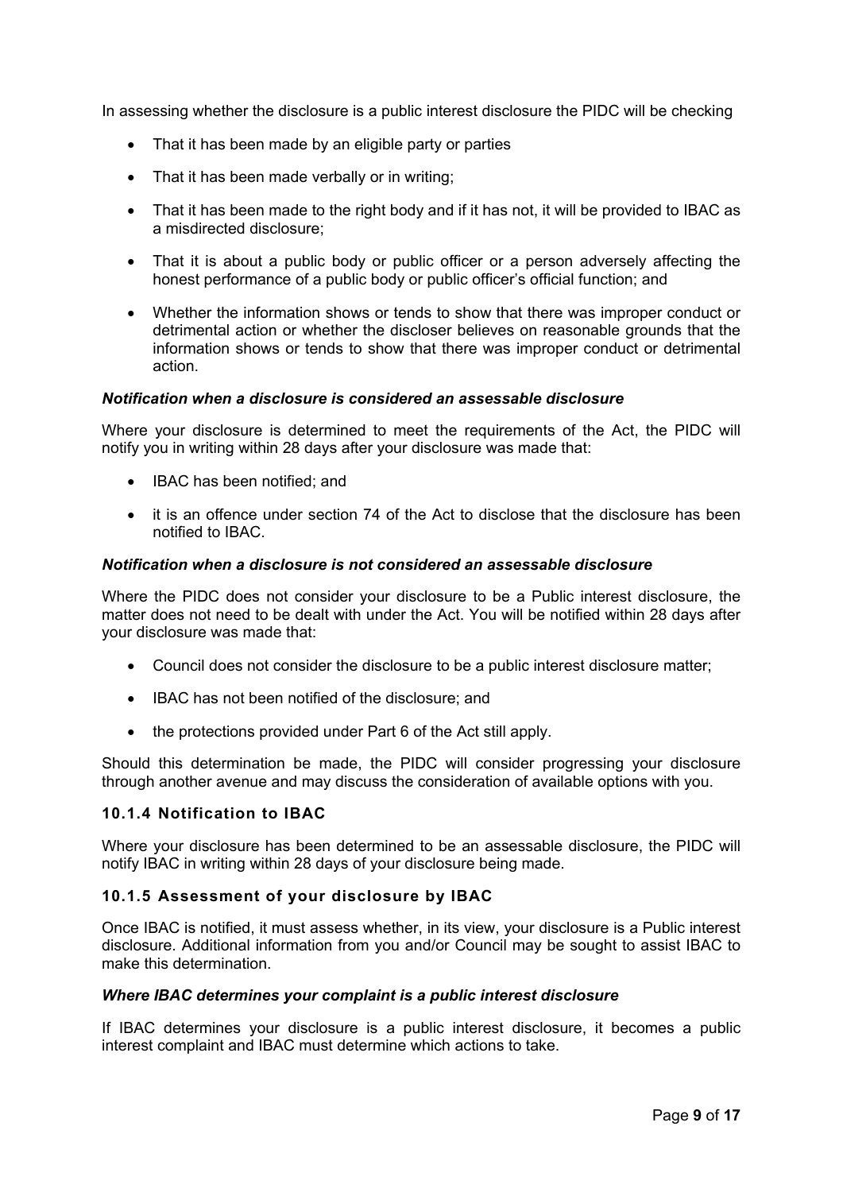In assessing whether the disclosure is a public interest disclosure the PIDC will be checking

- That it has been made by an eligible party or parties
- That it has been made verbally or in writing;
- That it has been made to the right body and if it has not, it will be provided to IBAC as a misdirected disclosure;
- That it is about a public body or public officer or a person adversely affecting the honest performance of a public body or public officer's official function; and
- Whether the information shows or tends to show that there was improper conduct or detrimental action or whether the discloser believes on reasonable grounds that the information shows or tends to show that there was improper conduct or detrimental action.

***Notification when a disclosure is considered an assessable disclosure***

Where your disclosure is determined to meet the requirements of the Act, the PIDC will notify you in writing within 28 days after your disclosure was made that:

- IBAC has been notified; and
- it is an offence under section 74 of the Act to disclose that the disclosure has been notified to IBAC.

***Notification when a disclosure is not considered an assessable disclosure***

Where the PIDC does not consider your disclosure to be a Public interest disclosure, the matter does not need to be dealt with under the Act. You will be notified within 28 days after your disclosure was made that:

- Council does not consider the disclosure to be a public interest disclosure matter;
- IBAC has not been notified of the disclosure; and
- the protections provided under Part 6 of the Act still apply.

Should this determination be made, the PIDC will consider progressing your disclosure through another avenue and may discuss the consideration of available options with you.

### 10.1.4 Notification to IBAC

Where your disclosure has been determined to be an assessable disclosure, the PIDC will notify IBAC in writing within 28 days of your disclosure being made.

### 10.1.5 Assessment of your disclosure by IBAC

Once IBAC is notified, it must assess whether, in its view, your disclosure is a Public interest disclosure. Additional information from you and/or Council may be sought to assist IBAC to make this determination.

***Where IBAC determines your complaint is a public interest disclosure***

If IBAC determines your disclosure is a public interest disclosure, it becomes a public interest complaint and IBAC must determine which actions to take.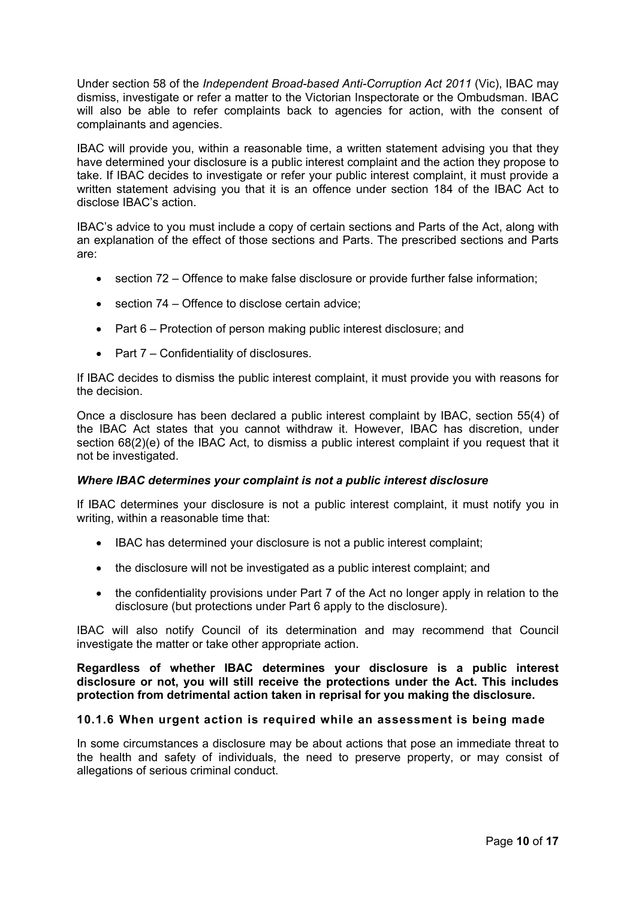Under section 58 of the *Independent Broad-based Anti-Corruption Act 2011* (Vic), IBAC may dismiss, investigate or refer a matter to the Victorian Inspectorate or the Ombudsman. IBAC will also be able to refer complaints back to agencies for action, with the consent of complainants and agencies.

IBAC will provide you, within a reasonable time, a written statement advising you that they have determined your disclosure is a public interest complaint and the action they propose to take. If IBAC decides to investigate or refer your public interest complaint, it must provide a written statement advising you that it is an offence under section 184 of the IBAC Act to disclose IBAC's action.

IBAC's advice to you must include a copy of certain sections and Parts of the Act, along with an explanation of the effect of those sections and Parts. The prescribed sections and Parts are:

- section 72 – Offence to make false disclosure or provide further false information;
- section 74 – Offence to disclose certain advice;
- Part 6 – Protection of person making public interest disclosure; and
- Part 7 – Confidentiality of disclosures.

If IBAC decides to dismiss the public interest complaint, it must provide you with reasons for the decision.

Once a disclosure has been declared a public interest complaint by IBAC, section 55(4) of the IBAC Act states that you cannot withdraw it. However, IBAC has discretion, under section 68(2)(e) of the IBAC Act, to dismiss a public interest complaint if you request that it not be investigated.

***Where IBAC determines your complaint is not a public interest disclosure***

If IBAC determines your disclosure is not a public interest complaint, it must notify you in writing, within a reasonable time that:

- IBAC has determined your disclosure is not a public interest complaint;
- the disclosure will not be investigated as a public interest complaint; and
- the confidentiality provisions under Part 7 of the Act no longer apply in relation to the disclosure (but protections under Part 6 apply to the disclosure).

IBAC will also notify Council of its determination and may recommend that Council investigate the matter or take other appropriate action.

**Regardless of whether IBAC determines your disclosure is a public interest disclosure or not, you will still receive the protections under the Act. This includes protection from detrimental action taken in reprisal for you making the disclosure.**

#### 10.1.6 When urgent action is required while an assessment is being made

In some circumstances a disclosure may be about actions that pose an immediate threat to the health and safety of individuals, the need to preserve property, or may consist of allegations of serious criminal conduct.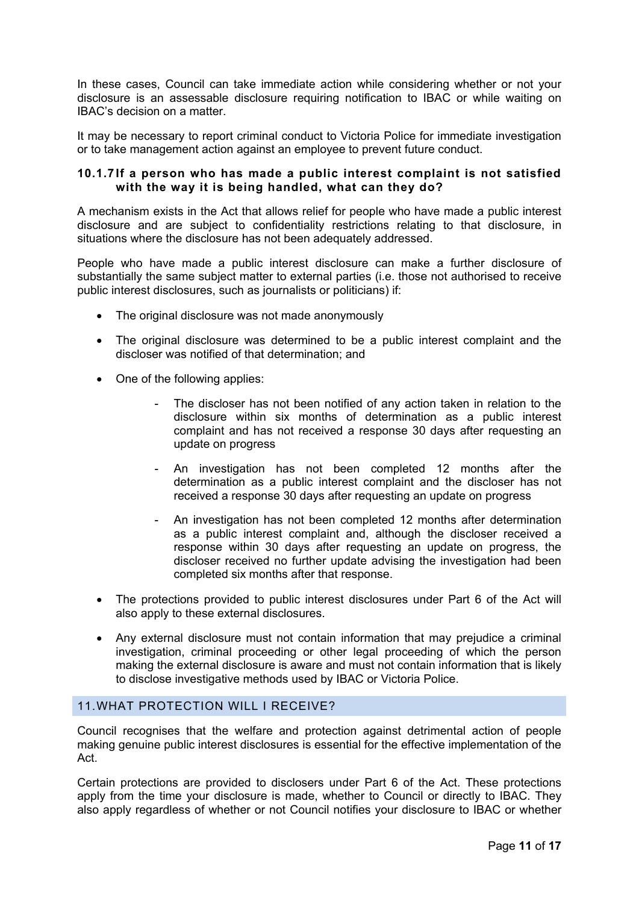In these cases, Council can take immediate action while considering whether or not your disclosure is an assessable disclosure requiring notification to IBAC or while waiting on IBAC's decision on a matter.

It may be necessary to report criminal conduct to Victoria Police for immediate investigation or to take management action against an employee to prevent future conduct.

#### 10.1.7 If a person who has made a public interest complaint is not satisfied with the way it is being handled, what can they do?

A mechanism exists in the Act that allows relief for people who have made a public interest disclosure and are subject to confidentiality restrictions relating to that disclosure, in situations where the disclosure has not been adequately addressed.

People who have made a public interest disclosure can make a further disclosure of substantially the same subject matter to external parties (i.e. those not authorised to receive public interest disclosures, such as journalists or politicians) if:

- The original disclosure was not made anonymously
- The original disclosure was determined to be a public interest complaint and the discloser was notified of that determination; and
- One of the following applies:
  - The discloser has not been notified of any action taken in relation to the disclosure within six months of determination as a public interest complaint and has not received a response 30 days after requesting an update on progress
  - An investigation has not been completed 12 months after the determination as a public interest complaint and the discloser has not received a response 30 days after requesting an update on progress
  - An investigation has not been completed 12 months after determination as a public interest complaint and, although the discloser received a response within 30 days after requesting an update on progress, the discloser received no further update advising the investigation had been completed six months after that response.
- The protections provided to public interest disclosures under Part 6 of the Act will also apply to these external disclosures.
- Any external disclosure must not contain information that may prejudice a criminal investigation, criminal proceeding or other legal proceeding of which the person making the external disclosure is aware and must not contain information that is likely to disclose investigative methods used by IBAC or Victoria Police.

## 11. WHAT PROTECTION WILL I RECEIVE?

Council recognises that the welfare and protection against detrimental action of people making genuine public interest disclosures is essential for the effective implementation of the Act.

Certain protections are provided to disclosers under Part 6 of the Act. These protections apply from the time your disclosure is made, whether to Council or directly to IBAC. They also apply regardless of whether or not Council notifies your disclosure to IBAC or whether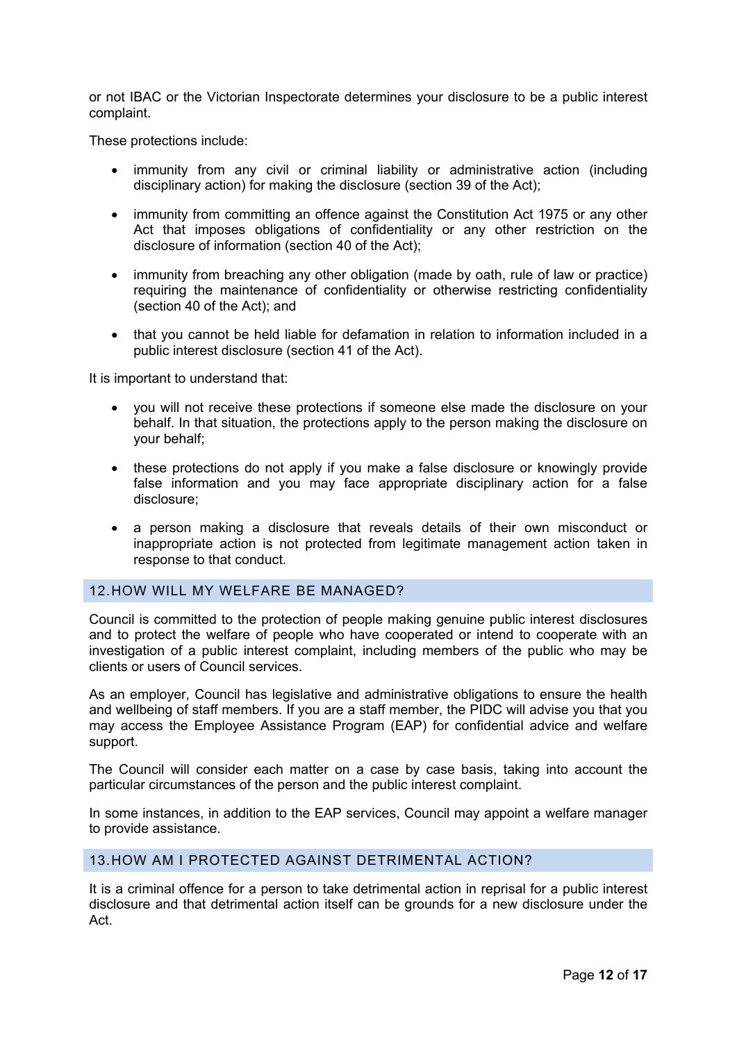or not IBAC or the Victorian Inspectorate determines your disclosure to be a public interest complaint.

These protections include:

- immunity from any civil or criminal liability or administrative action (including disciplinary action) for making the disclosure (section 39 of the Act);
- immunity from committing an offence against the Constitution Act 1975 or any other Act that imposes obligations of confidentiality or any other restriction on the disclosure of information (section 40 of the Act);
- immunity from breaching any other obligation (made by oath, rule of law or practice) requiring the maintenance of confidentiality or otherwise restricting confidentiality (section 40 of the Act); and
- that you cannot be held liable for defamation in relation to information included in a public interest disclosure (section 41 of the Act).

It is important to understand that:

- you will not receive these protections if someone else made the disclosure on your behalf. In that situation, the protections apply to the person making the disclosure on your behalf;
- these protections do not apply if you make a false disclosure or knowingly provide false information and you may face appropriate disciplinary action for a false disclosure;
- a person making a disclosure that reveals details of their own misconduct or inappropriate action is not protected from legitimate management action taken in response to that conduct.

## 12. HOW WILL MY WELFARE BE MANAGED?

Council is committed to the protection of people making genuine public interest disclosures and to protect the welfare of people who have cooperated or intend to cooperate with an investigation of a public interest complaint, including members of the public who may be clients or users of Council services.

As an employer, Council has legislative and administrative obligations to ensure the health and wellbeing of staff members. If you are a staff member, the PIDC will advise you that you may access the Employee Assistance Program (EAP) for confidential advice and welfare support.

The Council will consider each matter on a case by case basis, taking into account the particular circumstances of the person and the public interest complaint.

In some instances, in addition to the EAP services, Council may appoint a welfare manager to provide assistance.

## 13. HOW AM I PROTECTED AGAINST DETRIMENTAL ACTION?

It is a criminal offence for a person to take detrimental action in reprisal for a public interest disclosure and that detrimental action itself can be grounds for a new disclosure under the Act.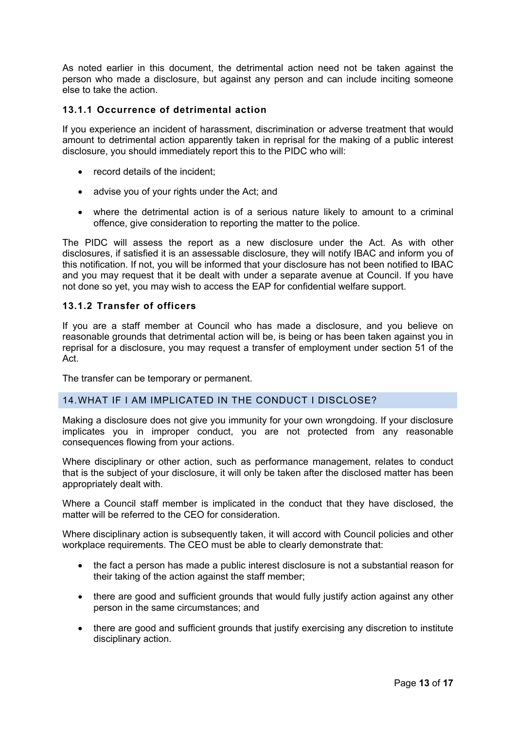As noted earlier in this document, the detrimental action need not be taken against the person who made a disclosure, but against any person and can include inciting someone else to take the action.

### 13.1.1 Occurrence of detrimental action

If you experience an incident of harassment, discrimination or adverse treatment that would amount to detrimental action apparently taken in reprisal for the making of a public interest disclosure, you should immediately report this to the PIDC who will:

- record details of the incident;
- advise you of your rights under the Act; and
- where the detrimental action is of a serious nature likely to amount to a criminal offence, give consideration to reporting the matter to the police.

The PIDC will assess the report as a new disclosure under the Act. As with other disclosures, if satisfied it is an assessable disclosure, they will notify IBAC and inform you of this notification. If not, you will be informed that your disclosure has not been notified to IBAC and you may request that it be dealt with under a separate avenue at Council. If you have not done so yet, you may wish to access the EAP for confidential welfare support.

### 13.1.2 Transfer of officers

If you are a staff member at Council who has made a disclosure, and you believe on reasonable grounds that detrimental action will be, is being or has been taken against you in reprisal for a disclosure, you may request a transfer of employment under section 51 of the Act.

The transfer can be temporary or permanent.

## 14. WHAT IF I AM IMPLICATED IN THE CONDUCT I DISCLOSE?

Making a disclosure does not give you immunity for your own wrongdoing. If your disclosure implicates you in improper conduct, you are not protected from any reasonable consequences flowing from your actions.

Where disciplinary or other action, such as performance management, relates to conduct that is the subject of your disclosure, it will only be taken after the disclosed matter has been appropriately dealt with.

Where a Council staff member is implicated in the conduct that they have disclosed, the matter will be referred to the CEO for consideration.

Where disciplinary action is subsequently taken, it will accord with Council policies and other workplace requirements. The CEO must be able to clearly demonstrate that:

- the fact a person has made a public interest disclosure is not a substantial reason for their taking of the action against the staff member;
- there are good and sufficient grounds that would fully justify action against any other person in the same circumstances; and
- there are good and sufficient grounds that justify exercising any discretion to institute disciplinary action.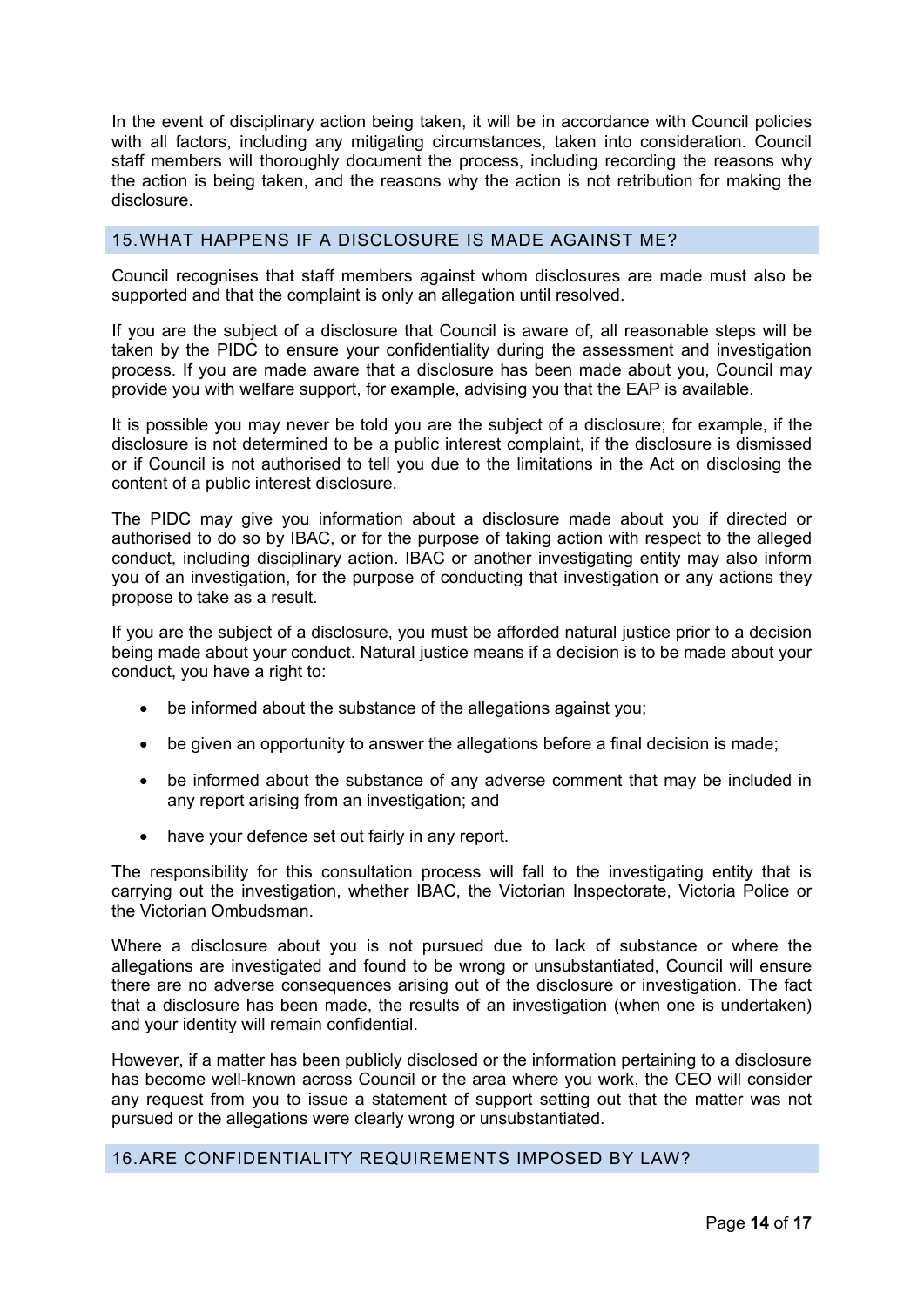In the event of disciplinary action being taken, it will be in accordance with Council policies with all factors, including any mitigating circumstances, taken into consideration. Council staff members will thoroughly document the process, including recording the reasons why the action is being taken, and the reasons why the action is not retribution for making the disclosure.

## 15. WHAT HAPPENS IF A DISCLOSURE IS MADE AGAINST ME?

Council recognises that staff members against whom disclosures are made must also be supported and that the complaint is only an allegation until resolved.

If you are the subject of a disclosure that Council is aware of, all reasonable steps will be taken by the PIDC to ensure your confidentiality during the assessment and investigation process. If you are made aware that a disclosure has been made about you, Council may provide you with welfare support, for example, advising you that the EAP is available.

It is possible you may never be told you are the subject of a disclosure; for example, if the disclosure is not determined to be a public interest complaint, if the disclosure is dismissed or if Council is not authorised to tell you due to the limitations in the Act on disclosing the content of a public interest disclosure.

The PIDC may give you information about a disclosure made about you if directed or authorised to do so by IBAC, or for the purpose of taking action with respect to the alleged conduct, including disciplinary action. IBAC or another investigating entity may also inform you of an investigation, for the purpose of conducting that investigation or any actions they propose to take as a result.

If you are the subject of a disclosure, you must be afforded natural justice prior to a decision being made about your conduct. Natural justice means if a decision is to be made about your conduct, you have a right to:

- be informed about the substance of the allegations against you;
- be given an opportunity to answer the allegations before a final decision is made;
- be informed about the substance of any adverse comment that may be included in any report arising from an investigation; and
- have your defence set out fairly in any report.

The responsibility for this consultation process will fall to the investigating entity that is carrying out the investigation, whether IBAC, the Victorian Inspectorate, Victoria Police or the Victorian Ombudsman.

Where a disclosure about you is not pursued due to lack of substance or where the allegations are investigated and found to be wrong or unsubstantiated, Council will ensure there are no adverse consequences arising out of the disclosure or investigation. The fact that a disclosure has been made, the results of an investigation (when one is undertaken) and your identity will remain confidential.

However, if a matter has been publicly disclosed or the information pertaining to a disclosure has become well-known across Council or the area where you work, the CEO will consider any request from you to issue a statement of support setting out that the matter was not pursued or the allegations were clearly wrong or unsubstantiated.

## 16. ARE CONFIDENTIALITY REQUIREMENTS IMPOSED BY LAW?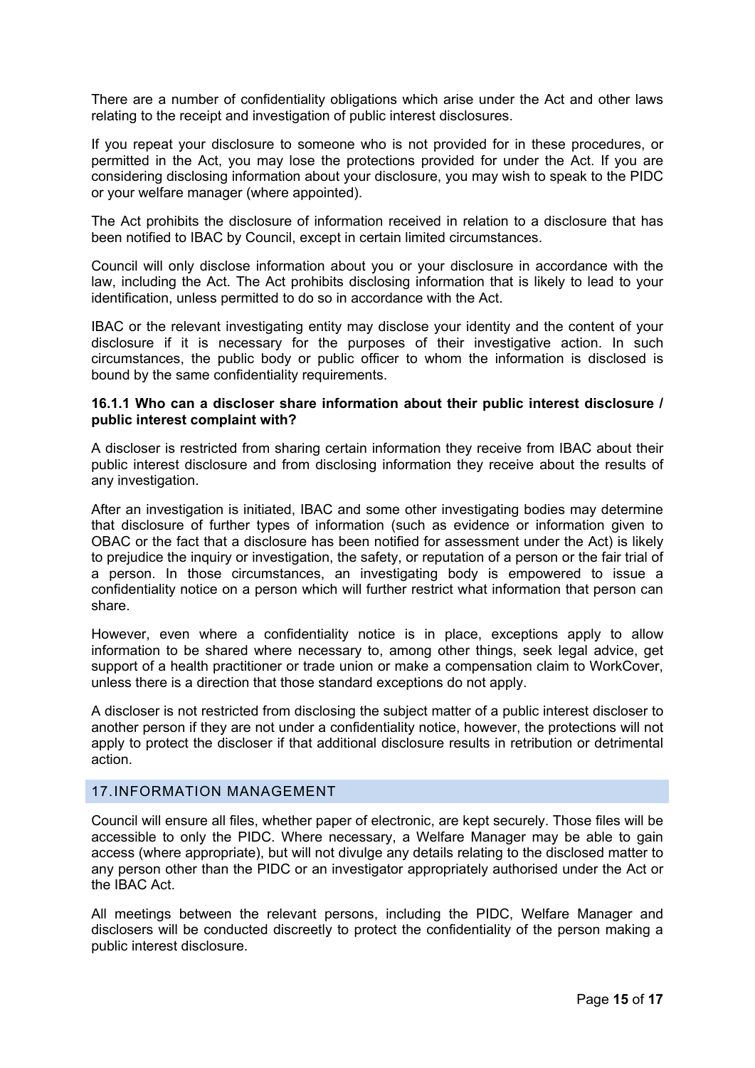There are a number of confidentiality obligations which arise under the Act and other laws relating to the receipt and investigation of public interest disclosures.

If you repeat your disclosure to someone who is not provided for in these procedures, or permitted in the Act, you may lose the protections provided for under the Act. If you are considering disclosing information about your disclosure, you may wish to speak to the PIDC or your welfare manager (where appointed).

The Act prohibits the disclosure of information received in relation to a disclosure that has been notified to IBAC by Council, except in certain limited circumstances.

Council will only disclose information about you or your disclosure in accordance with the law, including the Act. The Act prohibits disclosing information that is likely to lead to your identification, unless permitted to do so in accordance with the Act.

IBAC or the relevant investigating entity may disclose your identity and the content of your disclosure if it is necessary for the purposes of their investigative action. In such circumstances, the public body or public officer to whom the information is disclosed is bound by the same confidentiality requirements.

#### 16.1.1 Who can a discloser share information about their public interest disclosure / public interest complaint with?

A discloser is restricted from sharing certain information they receive from IBAC about their public interest disclosure and from disclosing information they receive about the results of any investigation.

After an investigation is initiated, IBAC and some other investigating bodies may determine that disclosure of further types of information (such as evidence or information given to OBAC or the fact that a disclosure has been notified for assessment under the Act) is likely to prejudice the inquiry or investigation, the safety, or reputation of a person or the fair trial of a person. In those circumstances, an investigating body is empowered to issue a confidentiality notice on a person which will further restrict what information that person can share.

However, even where a confidentiality notice is in place, exceptions apply to allow information to be shared where necessary to, among other things, seek legal advice, get support of a health practitioner or trade union or make a compensation claim to WorkCover, unless there is a direction that those standard exceptions do not apply.

A discloser is not restricted from disclosing the subject matter of a public interest discloser to another person if they are not under a confidentiality notice, however, the protections will not apply to protect the discloser if that additional disclosure results in retribution or detrimental action.

## 17. INFORMATION MANAGEMENT

Council will ensure all files, whether paper of electronic, are kept securely. Those files will be accessible to only the PIDC. Where necessary, a Welfare Manager may be able to gain access (where appropriate), but will not divulge any details relating to the disclosed matter to any person other than the PIDC or an investigator appropriately authorised under the Act or the IBAC Act.

All meetings between the relevant persons, including the PIDC, Welfare Manager and disclosers will be conducted discreetly to protect the confidentiality of the person making a public interest disclosure.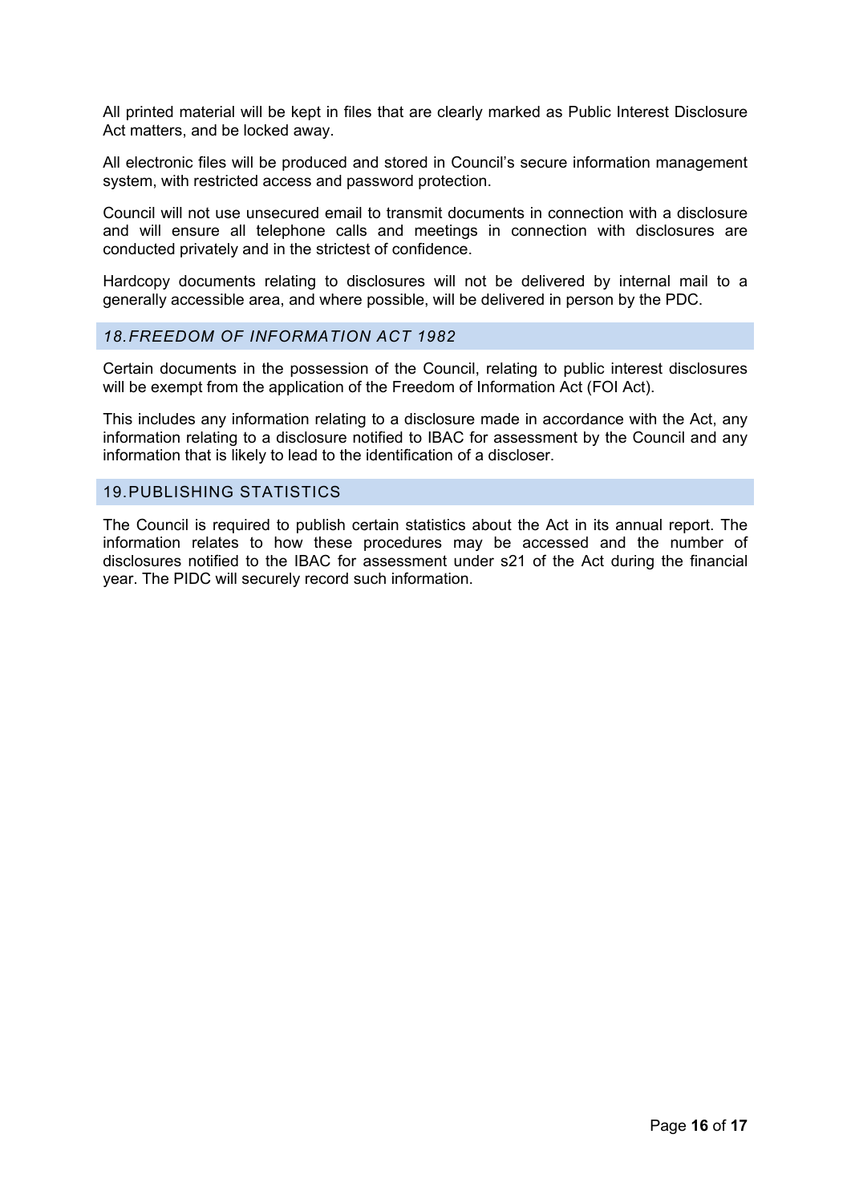All printed material will be kept in files that are clearly marked as Public Interest Disclosure Act matters, and be locked away.

All electronic files will be produced and stored in Council's secure information management system, with restricted access and password protection.

Council will not use unsecured email to transmit documents in connection with a disclosure and will ensure all telephone calls and meetings in connection with disclosures are conducted privately and in the strictest of confidence.

Hardcopy documents relating to disclosures will not be delivered by internal mail to a generally accessible area, and where possible, will be delivered in person by the PDC.

## *18.FREEDOM OF INFORMATION ACT 1982*

Certain documents in the possession of the Council, relating to public interest disclosures will be exempt from the application of the Freedom of Information Act (FOI Act).

This includes any information relating to a disclosure made in accordance with the Act, any information relating to a disclosure notified to IBAC for assessment by the Council and any information that is likely to lead to the identification of a discloser.

## 19.PUBLISHING STATISTICS

The Council is required to publish certain statistics about the Act in its annual report. The information relates to how these procedures may be accessed and the number of disclosures notified to the IBAC for assessment under s21 of the Act during the financial year. The PIDC will securely record such information.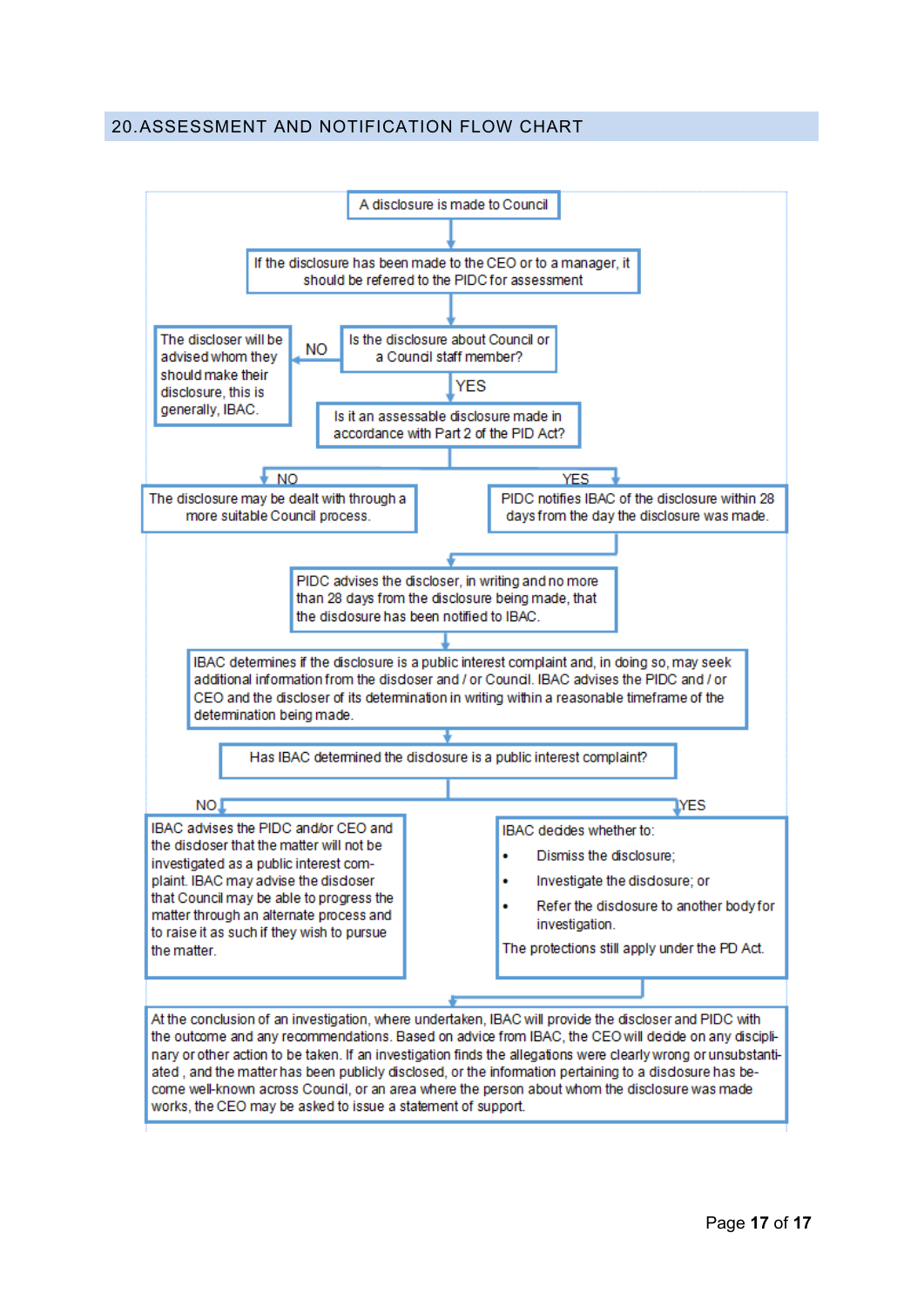## 20. ASSESSMENT AND NOTIFICATION FLOW CHART

A disclosure is made to Council

If the disclosure has been made to the CEO or to a manager, it should be referred to the PIDC for assessment

Is the disclosure about Council or a Council staff member?

NO

The discloser will be advised whom they should make their disclosure, this is generally, IBAC.

YES

Is it an assessable disclosure made in accordance with Part 2 of the PID Act?

NO

The disclosure may be dealt with through a more suitable Council process.

YES

PIDC notifies IBAC of the disclosure within 28 days from the day the disclosure was made.

PIDC advises the discloser, in writing and no more than 28 days from the disclosure being made, that the disclosure has been notified to IBAC.

IBAC determines if the disclosure is a public interest complaint and, in doing so, may seek additional information from the discloser and / or Council. IBAC advises the PIDC and / or CEO and the discloser of its determination in writing within a reasonable timeframe of the determination being made.

Has IBAC determined the disclosure is a public interest complaint?

NO

IBAC advises the PIDC and/or CEO and the discloser that the matter will not be investigated as a public interest complaint. IBAC may advise the discloser that Council may be able to progress the matter through an alternate process and to raise it as such if they wish to pursue the matter.

YES

IBAC decides whether to:

- Dismiss the disclosure;
- Investigate the disclosure; or
- Refer the disclosure to another body for investigation.

The protections still apply under the PD Act.

At the conclusion of an investigation, where undertaken, IBAC will provide the discloser and PIDC with the outcome and any recommendations. Based on advice from IBAC, the CEO will decide on any disciplinary or other action to be taken. If an investigation finds the allegations were clearly wrong or unsubstantiated , and the matter has been publicly disclosed, or the information pertaining to a disclosure has become well-known across Council, or an area where the person about whom the disclosure was made works, the CEO may be asked to issue a statement of support.